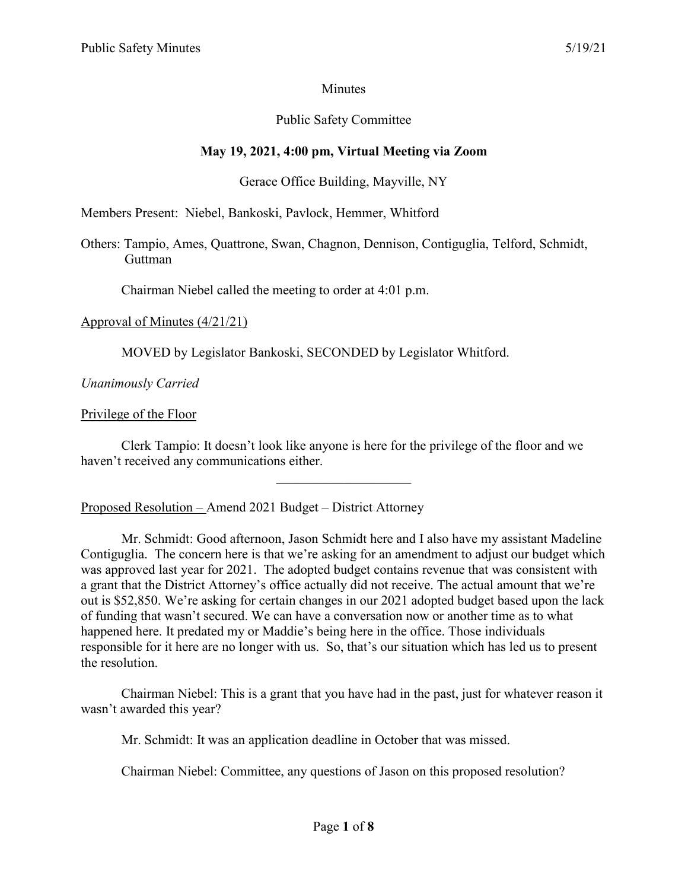Minutes

Public Safety Committee

**May 19, 2021, 4:00 pm, Virtual Meeting via Zoom**

Gerace Office Building, Mayville, NY

Members Present: Niebel, Bankoski, Pavlock, Hemmer, Whitford

Others: Tampio, Ames, Quattrone, Swan, Chagnon, Dennison, Contiguglia, Telford, Schmidt, Guttman

Chairman Niebel called the meeting to order at 4:01 p.m.

Approval of Minutes (4/21/21)

MOVED by Legislator Bankoski, SECONDED by Legislator Whitford.

*Unanimously Carried*

Privilege of the Floor

Clerk Tampio: It doesn't look like anyone is here for the privilege of the floor and we haven't received any communications either.

---

Proposed Resolution – Amend 2021 Budget – District Attorney

Mr. Schmidt: Good afternoon, Jason Schmidt here and I also have my assistant Madeline Contiguglia. The concern here is that we're asking for an amendment to adjust our budget which was approved last year for 2021. The adopted budget contains revenue that was consistent with a grant that the District Attorney's office actually did not receive. The actual amount that we're out is $52,850. We're asking for certain changes in our 2021 adopted budget based upon the lack of funding that wasn't secured. We can have a conversation now or another time as to what happened here. It predated my or Maddie's being here in the office. Those individuals responsible for it here are no longer with us. So, that's our situation which has led us to present the resolution.

Chairman Niebel: This is a grant that you have had in the past, just for whatever reason it wasn't awarded this year?

Mr. Schmidt: It was an application deadline in October that was missed.

Chairman Niebel: Committee, any questions of Jason on this proposed resolution?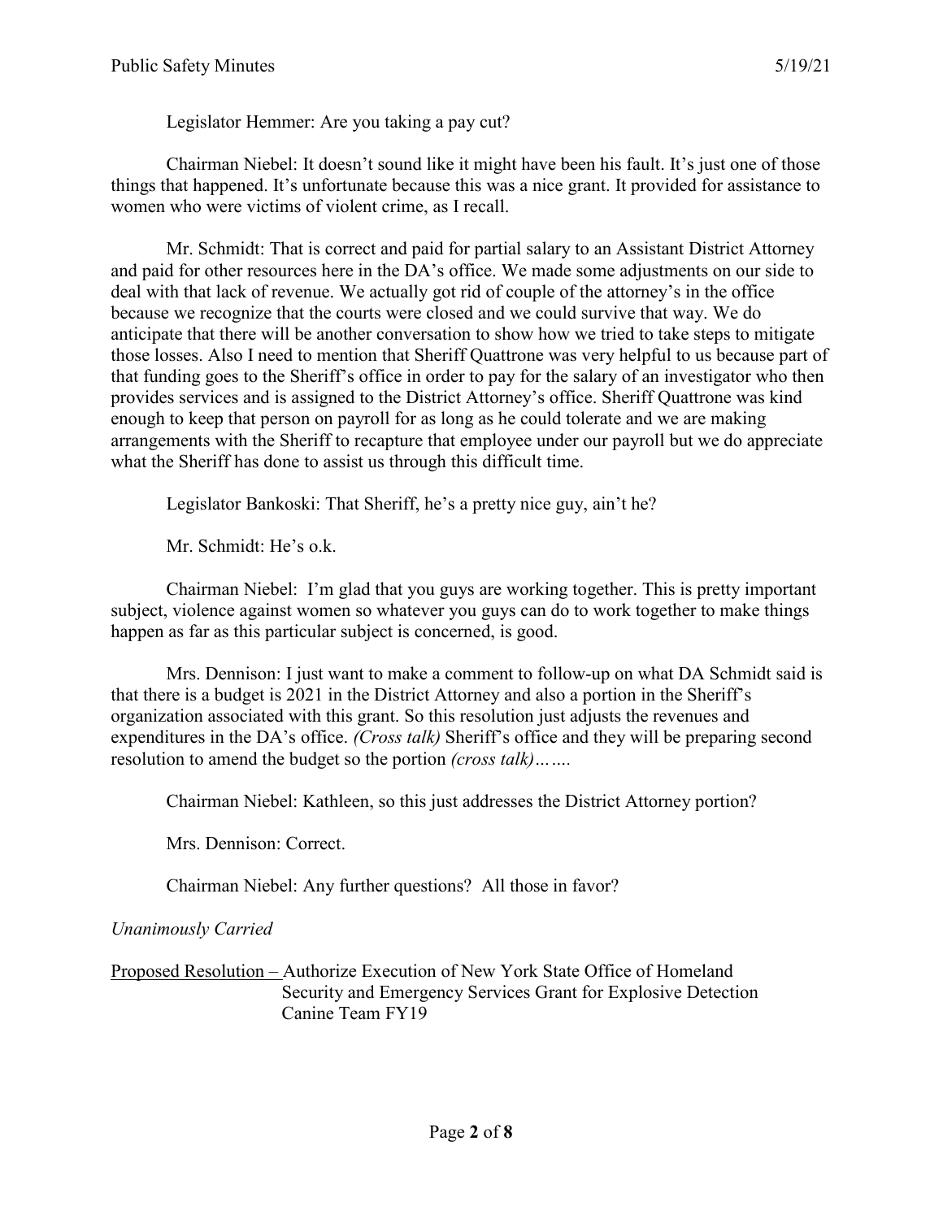Legislator Hemmer: Are you taking a pay cut?

Chairman Niebel: It doesn't sound like it might have been his fault. It's just one of those things that happened. It's unfortunate because this was a nice grant. It provided for assistance to women who were victims of violent crime, as I recall.

Mr. Schmidt: That is correct and paid for partial salary to an Assistant District Attorney and paid for other resources here in the DA's office. We made some adjustments on our side to deal with that lack of revenue. We actually got rid of couple of the attorney's in the office because we recognize that the courts were closed and we could survive that way. We do anticipate that there will be another conversation to show how we tried to take steps to mitigate those losses. Also I need to mention that Sheriff Quattrone was very helpful to us because part of that funding goes to the Sheriff's office in order to pay for the salary of an investigator who then provides services and is assigned to the District Attorney's office. Sheriff Quattrone was kind enough to keep that person on payroll for as long as he could tolerate and we are making arrangements with the Sheriff to recapture that employee under our payroll but we do appreciate what the Sheriff has done to assist us through this difficult time.

Legislator Bankoski: That Sheriff, he's a pretty nice guy, ain't he?

Mr. Schmidt: He's o.k.

Chairman Niebel: I'm glad that you guys are working together. This is pretty important subject, violence against women so whatever you guys can do to work together to make things happen as far as this particular subject is concerned, is good.

Mrs. Dennison: I just want to make a comment to follow-up on what DA Schmidt said is that there is a budget is 2021 in the District Attorney and also a portion in the Sheriff's organization associated with this grant. So this resolution just adjusts the revenues and expenditures in the DA's office. *(Cross talk)* Sheriff's office and they will be preparing second resolution to amend the budget so the portion *(cross talk)…….*

Chairman Niebel: Kathleen, so this just addresses the District Attorney portion?

Mrs. Dennison: Correct.

Chairman Niebel: Any further questions? All those in favor?

*Unanimously Carried*

Proposed Resolution – Authorize Execution of New York State Office of Homeland Security and Emergency Services Grant for Explosive Detection Canine Team FY19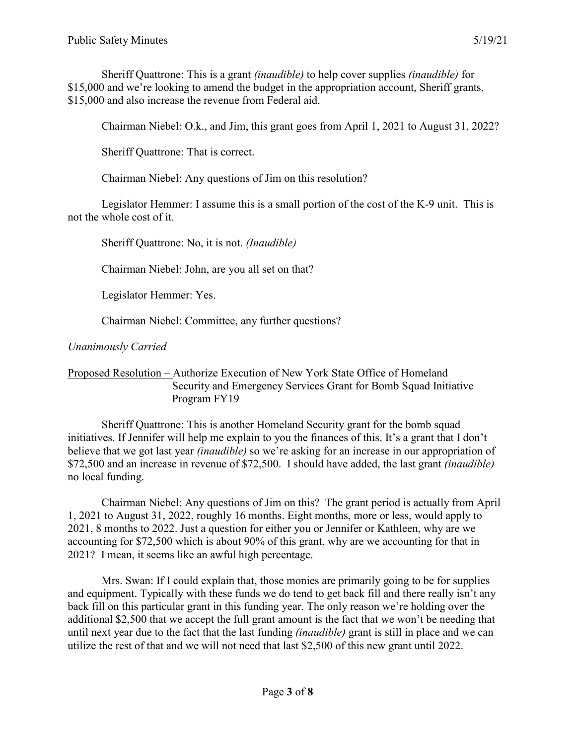Sheriff Quattrone: This is a grant *(inaudible)* to help cover supplies *(inaudible)* for $15,000 and we're looking to amend the budget in the appropriation account, Sheriff grants, $15,000 and also increase the revenue from Federal aid.

Chairman Niebel: O.k., and Jim, this grant goes from April 1, 2021 to August 31, 2022?

Sheriff Quattrone: That is correct.

Chairman Niebel: Any questions of Jim on this resolution?

Legislator Hemmer: I assume this is a small portion of the cost of the K-9 unit. This is not the whole cost of it.

Sheriff Quattrone: No, it is not. *(Inaudible)*

Chairman Niebel: John, are you all set on that?

Legislator Hemmer: Yes.

Chairman Niebel: Committee, any further questions?

*Unanimously Carried*

<u>Proposed Resolution –</u> Authorize Execution of New York State Office of Homeland Security and Emergency Services Grant for Bomb Squad Initiative Program FY19

Sheriff Quattrone: This is another Homeland Security grant for the bomb squad initiatives. If Jennifer will help me explain to you the finances of this. It's a grant that I don't believe that we got last year *(inaudible)* so we're asking for an increase in our appropriation of $72,500 and an increase in revenue of $72,500. I should have added, the last grant *(inaudible)* no local funding.

Chairman Niebel: Any questions of Jim on this? The grant period is actually from April 1, 2021 to August 31, 2022, roughly 16 months. Eight months, more or less, would apply to 2021, 8 months to 2022. Just a question for either you or Jennifer or Kathleen, why are we accounting for $72,500 which is about 90% of this grant, why are we accounting for that in 2021? I mean, it seems like an awful high percentage.

Mrs. Swan: If I could explain that, those monies are primarily going to be for supplies and equipment. Typically with these funds we do tend to get back fill and there really isn't any back fill on this particular grant in this funding year. The only reason we're holding over the additional $2,500 that we accept the full grant amount is the fact that we won't be needing that until next year due to the fact that the last funding *(inaudible)* grant is still in place and we can utilize the rest of that and we will not need that last $2,500 of this new grant until 2022.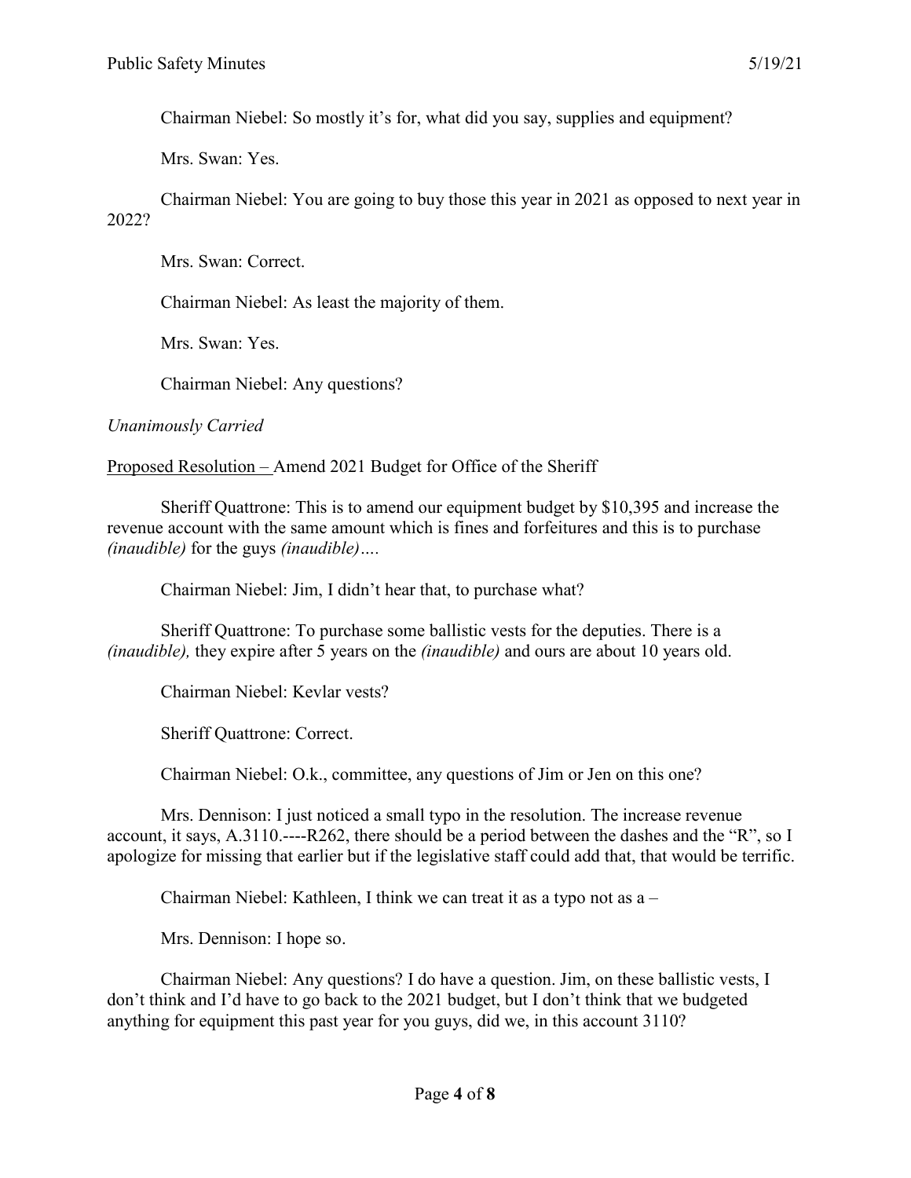Chairman Niebel: So mostly it's for, what did you say, supplies and equipment?

Mrs. Swan: Yes.

Chairman Niebel: You are going to buy those this year in 2021 as opposed to next year in 2022?

Mrs. Swan: Correct.

Chairman Niebel: As least the majority of them.

Mrs. Swan: Yes.

Chairman Niebel: Any questions?

*Unanimously Carried*

<u>Proposed Resolution –</u> Amend 2021 Budget for Office of the Sheriff

Sheriff Quattrone: This is to amend our equipment budget by $10,395 and increase the revenue account with the same amount which is fines and forfeitures and this is to purchase *(inaudible)* for the guys *(inaudible)….*

Chairman Niebel: Jim, I didn't hear that, to purchase what?

Sheriff Quattrone: To purchase some ballistic vests for the deputies. There is a *(inaudible),* they expire after 5 years on the *(inaudible)* and ours are about 10 years old.

Chairman Niebel: Kevlar vests?

Sheriff Quattrone: Correct.

Chairman Niebel: O.k., committee, any questions of Jim or Jen on this one?

Mrs. Dennison: I just noticed a small typo in the resolution. The increase revenue account, it says, A.3110.----R262, there should be a period between the dashes and the "R", so I apologize for missing that earlier but if the legislative staff could add that, that would be terrific.

Chairman Niebel: Kathleen, I think we can treat it as a typo not as a –

Mrs. Dennison: I hope so.

Chairman Niebel: Any questions? I do have a question. Jim, on these ballistic vests, I don't think and I'd have to go back to the 2021 budget, but I don't think that we budgeted anything for equipment this past year for you guys, did we, in this account 3110?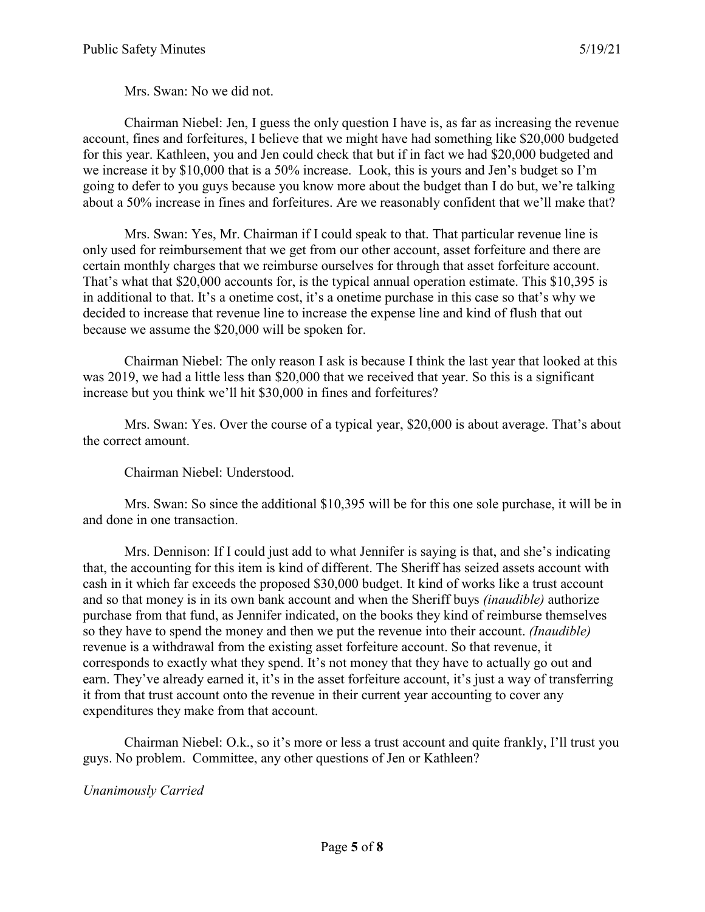Mrs. Swan: No we did not.

Chairman Niebel: Jen, I guess the only question I have is, as far as increasing the revenue account, fines and forfeitures, I believe that we might have had something like $20,000 budgeted for this year. Kathleen, you and Jen could check that but if in fact we had $20,000 budgeted and we increase it by $10,000 that is a 50% increase. Look, this is yours and Jen's budget so I'm going to defer to you guys because you know more about the budget than I do but, we're talking about a 50% increase in fines and forfeitures. Are we reasonably confident that we'll make that?

Mrs. Swan: Yes, Mr. Chairman if I could speak to that. That particular revenue line is only used for reimbursement that we get from our other account, asset forfeiture and there are certain monthly charges that we reimburse ourselves for through that asset forfeiture account. That's what that $20,000 accounts for, is the typical annual operation estimate. This $10,395 is in additional to that. It's a onetime cost, it's a onetime purchase in this case so that's why we decided to increase that revenue line to increase the expense line and kind of flush that out because we assume the $20,000 will be spoken for.

Chairman Niebel: The only reason I ask is because I think the last year that looked at this was 2019, we had a little less than $20,000 that we received that year. So this is a significant increase but you think we'll hit $30,000 in fines and forfeitures?

Mrs. Swan: Yes. Over the course of a typical year, $20,000 is about average. That's about the correct amount.

Chairman Niebel: Understood.

Mrs. Swan: So since the additional $10,395 will be for this one sole purchase, it will be in and done in one transaction.

Mrs. Dennison: If I could just add to what Jennifer is saying is that, and she's indicating that, the accounting for this item is kind of different. The Sheriff has seized assets account with cash in it which far exceeds the proposed $30,000 budget. It kind of works like a trust account and so that money is in its own bank account and when the Sheriff buys *(inaudible)* authorize purchase from that fund, as Jennifer indicated, on the books they kind of reimburse themselves so they have to spend the money and then we put the revenue into their account. *(Inaudible)* revenue is a withdrawal from the existing asset forfeiture account. So that revenue, it corresponds to exactly what they spend. It's not money that they have to actually go out and earn. They've already earned it, it's in the asset forfeiture account, it's just a way of transferring it from that trust account onto the revenue in their current year accounting to cover any expenditures they make from that account.

Chairman Niebel: O.k., so it's more or less a trust account and quite frankly, I'll trust you guys. No problem. Committee, any other questions of Jen or Kathleen?

*Unanimously Carried*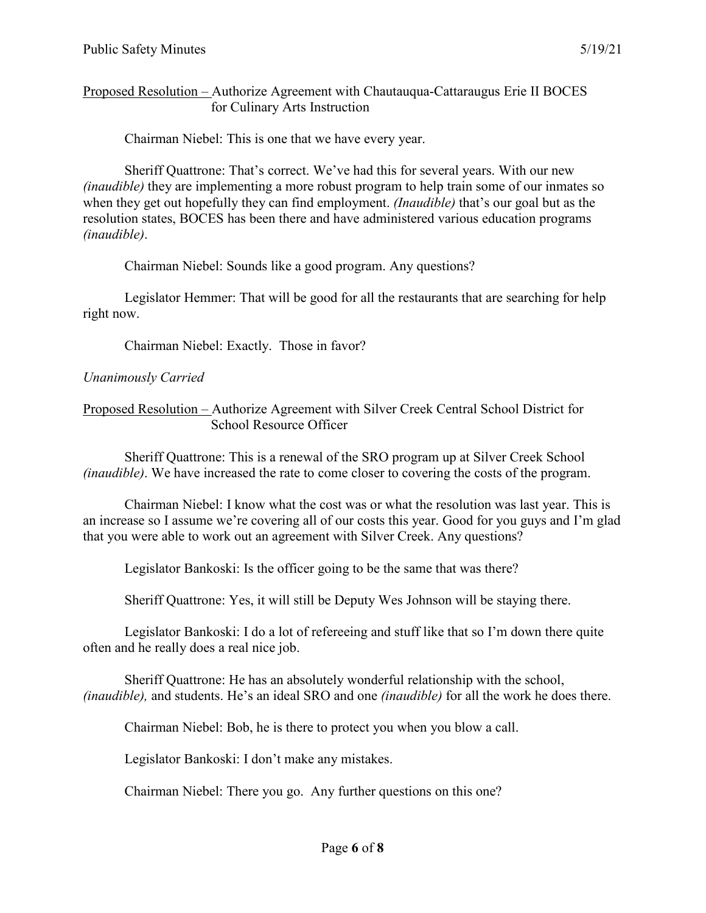Proposed Resolution – Authorize Agreement with Chautauqua-Cattaraugus Erie II BOCES for Culinary Arts Instruction

Chairman Niebel: This is one that we have every year.

Sheriff Quattrone: That's correct. We've had this for several years. With our new *(inaudible)* they are implementing a more robust program to help train some of our inmates so when they get out hopefully they can find employment. *(Inaudible)* that's our goal but as the resolution states, BOCES has been there and have administered various education programs *(inaudible)*.

Chairman Niebel: Sounds like a good program. Any questions?

Legislator Hemmer: That will be good for all the restaurants that are searching for help right now.

Chairman Niebel: Exactly. Those in favor?

*Unanimously Carried*

Proposed Resolution – Authorize Agreement with Silver Creek Central School District for School Resource Officer

Sheriff Quattrone: This is a renewal of the SRO program up at Silver Creek School *(inaudible)*. We have increased the rate to come closer to covering the costs of the program.

Chairman Niebel: I know what the cost was or what the resolution was last year. This is an increase so I assume we're covering all of our costs this year. Good for you guys and I'm glad that you were able to work out an agreement with Silver Creek. Any questions?

Legislator Bankoski: Is the officer going to be the same that was there?

Sheriff Quattrone: Yes, it will still be Deputy Wes Johnson will be staying there.

Legislator Bankoski: I do a lot of refereeing and stuff like that so I'm down there quite often and he really does a real nice job.

Sheriff Quattrone: He has an absolutely wonderful relationship with the school, *(inaudible),* and students. He's an ideal SRO and one *(inaudible)* for all the work he does there.

Chairman Niebel: Bob, he is there to protect you when you blow a call.

Legislator Bankoski: I don't make any mistakes.

Chairman Niebel: There you go. Any further questions on this one?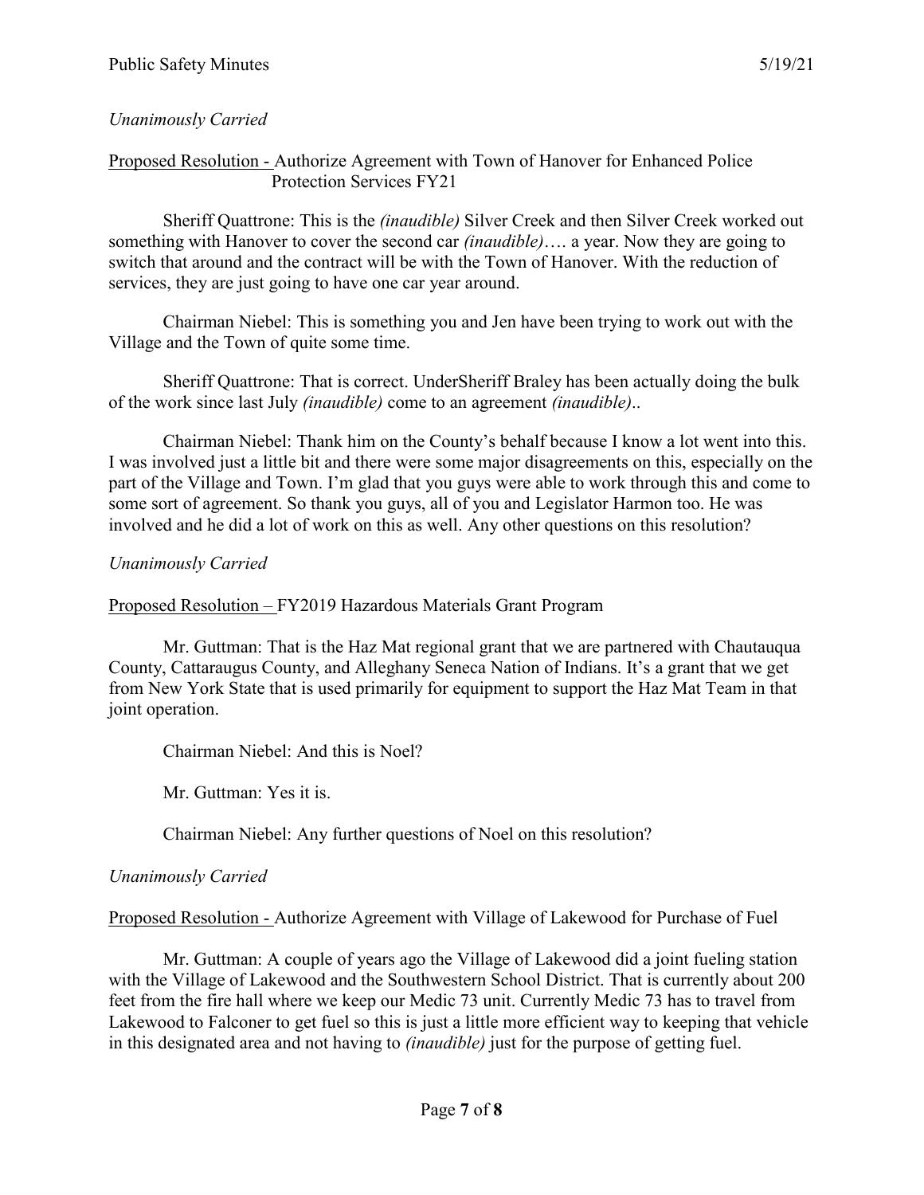*Unanimously Carried*

Proposed Resolution - Authorize Agreement with Town of Hanover for Enhanced Police Protection Services FY21

Sheriff Quattrone: This is the *(inaudible)* Silver Creek and then Silver Creek worked out something with Hanover to cover the second car *(inaudible)*…. a year. Now they are going to switch that around and the contract will be with the Town of Hanover. With the reduction of services, they are just going to have one car year around.

Chairman Niebel: This is something you and Jen have been trying to work out with the Village and the Town of quite some time.

Sheriff Quattrone: That is correct. UnderSheriff Braley has been actually doing the bulk of the work since last July *(inaudible)* come to an agreement *(inaudible)*..

Chairman Niebel: Thank him on the County's behalf because I know a lot went into this. I was involved just a little bit and there were some major disagreements on this, especially on the part of the Village and Town. I'm glad that you guys were able to work through this and come to some sort of agreement. So thank you guys, all of you and Legislator Harmon too. He was involved and he did a lot of work on this as well. Any other questions on this resolution?

*Unanimously Carried*

Proposed Resolution – FY2019 Hazardous Materials Grant Program

Mr. Guttman: That is the Haz Mat regional grant that we are partnered with Chautauqua County, Cattaraugus County, and Alleghany Seneca Nation of Indians. It's a grant that we get from New York State that is used primarily for equipment to support the Haz Mat Team in that joint operation.

Chairman Niebel: And this is Noel?

Mr. Guttman: Yes it is.

Chairman Niebel: Any further questions of Noel on this resolution?

*Unanimously Carried*

Proposed Resolution - Authorize Agreement with Village of Lakewood for Purchase of Fuel

Mr. Guttman: A couple of years ago the Village of Lakewood did a joint fueling station with the Village of Lakewood and the Southwestern School District. That is currently about 200 feet from the fire hall where we keep our Medic 73 unit. Currently Medic 73 has to travel from Lakewood to Falconer to get fuel so this is just a little more efficient way to keeping that vehicle in this designated area and not having to *(inaudible)* just for the purpose of getting fuel.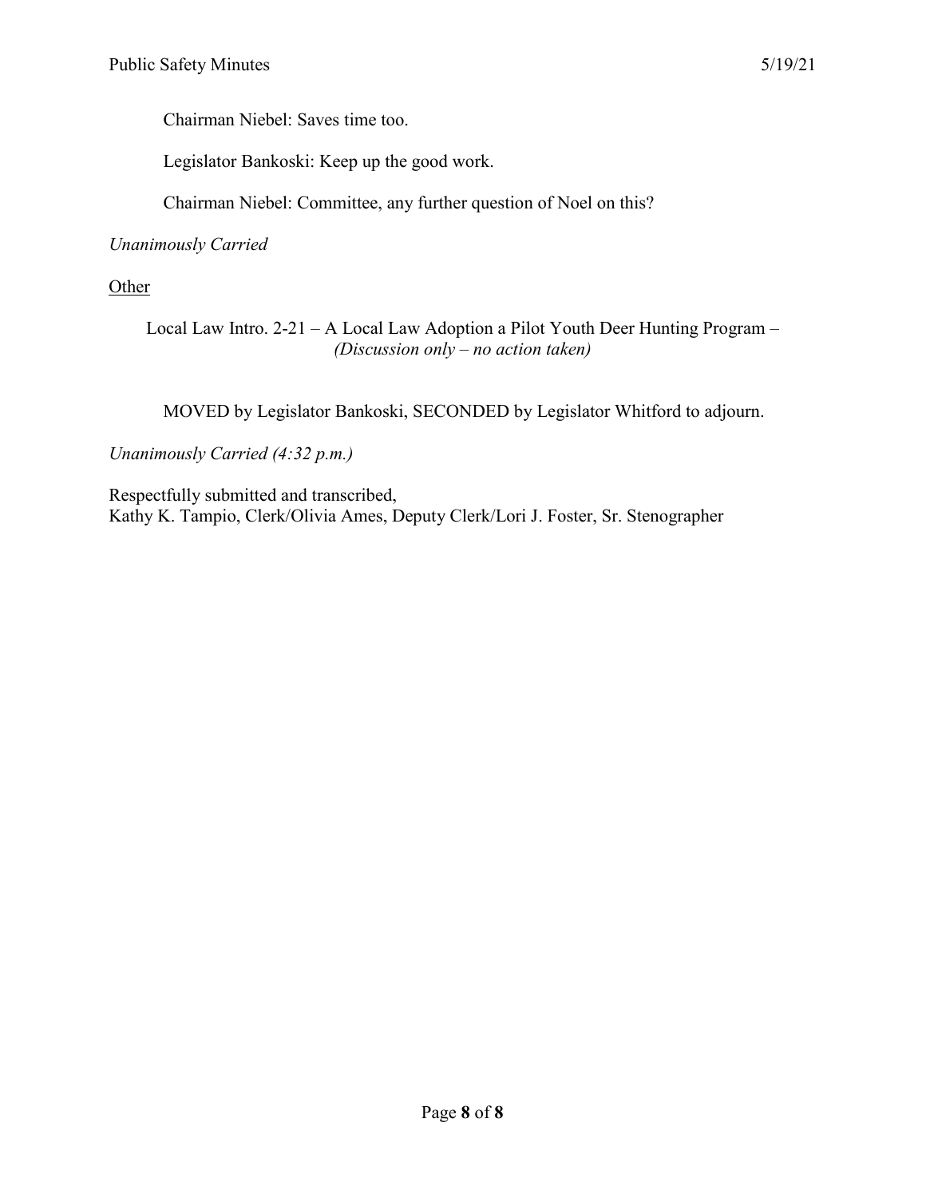Chairman Niebel: Saves time too.

Legislator Bankoski: Keep up the good work.

Chairman Niebel: Committee, any further question of Noel on this?

*Unanimously Carried*

<u>Other</u>

Local Law Intro. 2-21 – A Local Law Adoption a Pilot Youth Deer Hunting Program – *(Discussion only – no action taken)*

MOVED by Legislator Bankoski, SECONDED by Legislator Whitford to adjourn.

*Unanimously Carried (4:32 p.m.)*

Respectfully submitted and transcribed,
Kathy K. Tampio, Clerk/Olivia Ames, Deputy Clerk/Lori J. Foster, Sr. Stenographer